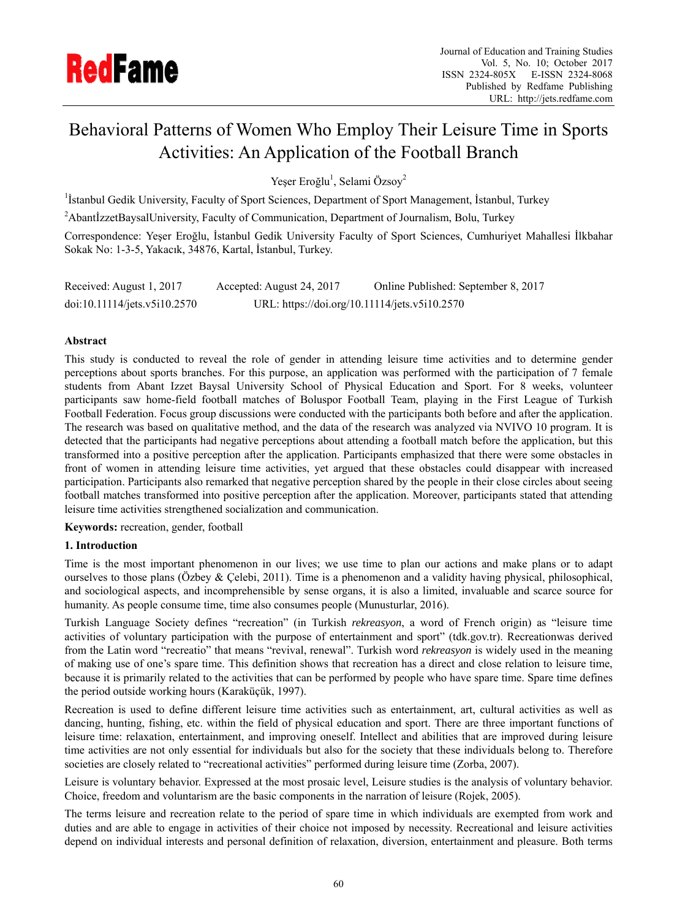# Behavioral Patterns of Women Who Employ Their Leisure Time in Sports Activities: An Application of the Football Branch

Yeşer Eroğlu[1], Selami Özsoy[2]

[1]İstanbul Gedik University, Faculty of Sport Sciences, Department of Sport Management, İstanbul, Turkey

[2]AbantİzzetBaysalUniversity, Faculty of Communication, Department of Journalism, Bolu, Turkey

Correspondence: Yeşer Eroğlu, İstanbul Gedik University Faculty of Sport Sciences, Cumhuriyet Mahallesi İlkbahar Sokak No: 1-3-5, Yakacık, 34876, Kartal, İstanbul, Turkey.

Received: August 1, 2017    Accepted: August 24, 2017    Online Published: September 8, 2017

doi:10.11114/jets.v5i10.2570    URL: https://doi.org/10.11114/jets.v5i10.2570

## Abstract

This study is conducted to reveal the role of gender in attending leisure time activities and to determine gender perceptions about sports branches. For this purpose, an application was performed with the participation of 7 female students from Abant Izzet Baysal University School of Physical Education and Sport. For 8 weeks, volunteer participants saw home-field football matches of Boluspor Football Team, playing in the First League of Turkish Football Federation. Focus group discussions were conducted with the participants both before and after the application. The research was based on qualitative method, and the data of the research was analyzed via NVIVO 10 program. It is detected that the participants had negative perceptions about attending a football match before the application, but this transformed into a positive perception after the application. Participants emphasized that there were some obstacles in front of women in attending leisure time activities, yet argued that these obstacles could disappear with increased participation. Participants also remarked that negative perception shared by the people in their close circles about seeing football matches transformed into positive perception after the application. Moreover, participants stated that attending leisure time activities strengthened socialization and communication.

**Keywords:** recreation, gender, football

## 1. Introduction

Time is the most important phenomenon in our lives; we use time to plan our actions and make plans or to adapt ourselves to those plans (Özbey & Çelebi, 2011). Time is a phenomenon and a validity having physical, philosophical, and sociological aspects, and incomprehensible by sense organs, it is also a limited, invaluable and scarce source for humanity. As people consume time, time also consumes people (Munusturlar, 2016).

Turkish Language Society defines "recreation" (in Turkish *rekreasyon*, a word of French origin) as "leisure time activities of voluntary participation with the purpose of entertainment and sport" (tdk.gov.tr). Recreationwas derived from the Latin word "recreatio" that means "revival, renewal". Turkish word *rekreasyon* is widely used in the meaning of making use of one's spare time. This definition shows that recreation has a direct and close relation to leisure time, because it is primarily related to the activities that can be performed by people who have spare time. Spare time defines the period outside working hours (Karaküçük, 1997).

Recreation is used to define different leisure time activities such as entertainment, art, cultural activities as well as dancing, hunting, fishing, etc. within the field of physical education and sport. There are three important functions of leisure time: relaxation, entertainment, and improving oneself. Intellect and abilities that are improved during leisure time activities are not only essential for individuals but also for the society that these individuals belong to. Therefore societies are closely related to "recreational activities" performed during leisure time (Zorba, 2007).

Leisure is voluntary behavior. Expressed at the most prosaic level, Leisure studies is the analysis of voluntary behavior. Choice, freedom and voluntarism are the basic components in the narration of leisure (Rojek, 2005).

The terms leisure and recreation relate to the period of spare time in which individuals are exempted from work and duties and are able to engage in activities of their choice not imposed by necessity. Recreational and leisure activities depend on individual interests and personal definition of relaxation, diversion, entertainment and pleasure. Both terms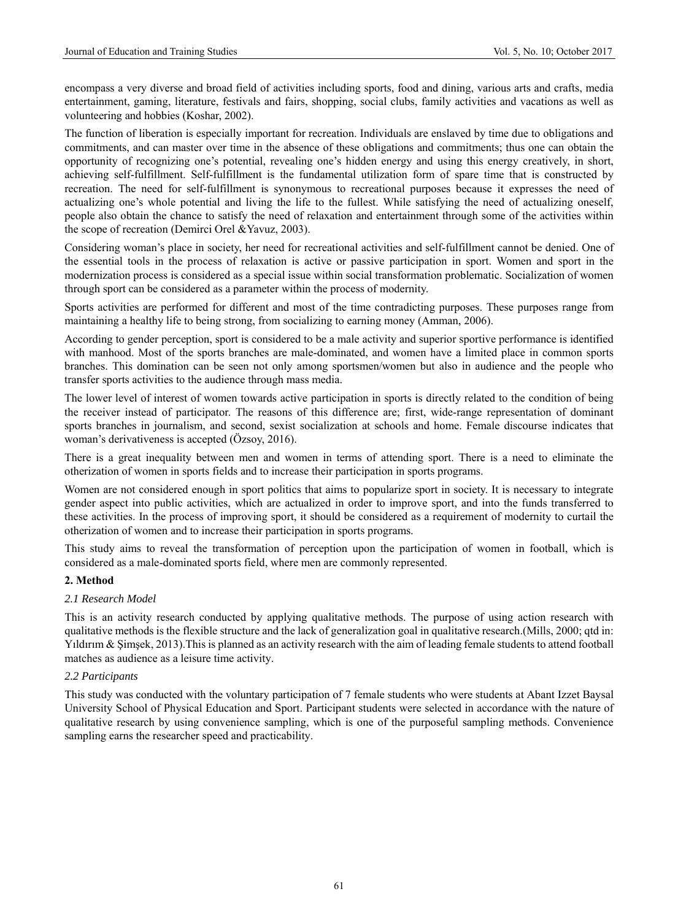encompass a very diverse and broad field of activities including sports, food and dining, various arts and crafts, media entertainment, gaming, literature, festivals and fairs, shopping, social clubs, family activities and vacations as well as volunteering and hobbies (Koshar, 2002).

The function of liberation is especially important for recreation. Individuals are enslaved by time due to obligations and commitments, and can master over time in the absence of these obligations and commitments; thus one can obtain the opportunity of recognizing one's potential, revealing one's hidden energy and using this energy creatively, in short, achieving self-fulfillment. Self-fulfillment is the fundamental utilization form of spare time that is constructed by recreation. The need for self-fulfillment is synonymous to recreational purposes because it expresses the need of actualizing one's whole potential and living the life to the fullest. While satisfying the need of actualizing oneself, people also obtain the chance to satisfy the need of relaxation and entertainment through some of the activities within the scope of recreation (Demirci Orel &Yavuz, 2003).

Considering woman's place in society, her need for recreational activities and self-fulfillment cannot be denied. One of the essential tools in the process of relaxation is active or passive participation in sport. Women and sport in the modernization process is considered as a special issue within social transformation problematic. Socialization of women through sport can be considered as a parameter within the process of modernity.

Sports activities are performed for different and most of the time contradicting purposes. These purposes range from maintaining a healthy life to being strong, from socializing to earning money (Amman, 2006).

According to gender perception, sport is considered to be a male activity and superior sportive performance is identified with manhood. Most of the sports branches are male-dominated, and women have a limited place in common sports branches. This domination can be seen not only among sportsmen/women but also in audience and the people who transfer sports activities to the audience through mass media.

The lower level of interest of women towards active participation in sports is directly related to the condition of being the receiver instead of participator. The reasons of this difference are; first, wide-range representation of dominant sports branches in journalism, and second, sexist socialization at schools and home. Female discourse indicates that woman's derivativeness is accepted (Özsoy, 2016).

There is a great inequality between men and women in terms of attending sport. There is a need to eliminate the otherization of women in sports fields and to increase their participation in sports programs.

Women are not considered enough in sport politics that aims to popularize sport in society. It is necessary to integrate gender aspect into public activities, which are actualized in order to improve sport, and into the funds transferred to these activities. In the process of improving sport, it should be considered as a requirement of modernity to curtail the otherization of women and to increase their participation in sports programs.

This study aims to reveal the transformation of perception upon the participation of women in football, which is considered as a male-dominated sports field, where men are commonly represented.

## 2. Method

### *2.1 Research Model*

This is an activity research conducted by applying qualitative methods. The purpose of using action research with qualitative methods is the flexible structure and the lack of generalization goal in qualitative research.(Mills, 2000; qtd in: Yıldırım & Şimşek, 2013).This is planned as an activity research with the aim of leading female students to attend football matches as audience as a leisure time activity.

### *2.2 Participants*

This study was conducted with the voluntary participation of 7 female students who were students at Abant Izzet Baysal University School of Physical Education and Sport. Participant students were selected in accordance with the nature of qualitative research by using convenience sampling, which is one of the purposeful sampling methods. Convenience sampling earns the researcher speed and practicability.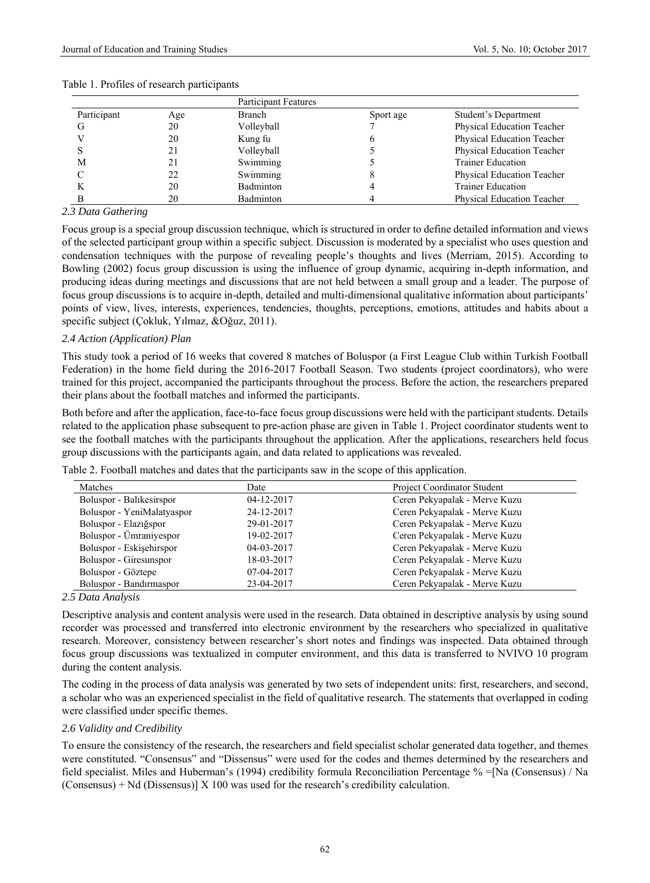Table 1. Profiles of research participants

| Participant Features | | | | |
|---|---|---|---|---|
| Participant | Age | Branch | Sport age | Student's Department |
| G | 20 | Volleyball | 7 | Physical Education Teacher |
| V | 20 | Kung fu | 6 | Physical Education Teacher |
| S | 21 | Volleyball | 5 | Physical Education Teacher |
| M | 21 | Swimming | 5 | Trainer Education |
| C | 22 | Swimming | 8 | Physical Education Teacher |
| K | 20 | Badminton | 4 | Trainer Education |
| B | 20 | Badminton | 4 | Physical Education Teacher |

### *2.3 Data Gathering*

Focus group is a special group discussion technique, which is structured in order to define detailed information and views of the selected participant group within a specific subject. Discussion is moderated by a specialist who uses question and condensation techniques with the purpose of revealing people's thoughts and lives (Merriam, 2015). According to Bowling (2002) focus group discussion is using the influence of group dynamic, acquiring in-depth information, and producing ideas during meetings and discussions that are not held between a small group and a leader. The purpose of focus group discussions is to acquire in-depth, detailed and multi-dimensional qualitative information about participants' points of view, lives, interests, experiences, tendencies, thoughts, perceptions, emotions, attitudes and habits about a specific subject (Çokluk, Yılmaz, &Oğuz, 2011).

### *2.4 Action (Application) Plan*

This study took a period of 16 weeks that covered 8 matches of Boluspor (a First League Club within Turkish Football Federation) in the home field during the 2016-2017 Football Season. Two students (project coordinators), who were trained for this project, accompanied the participants throughout the process. Before the action, the researchers prepared their plans about the football matches and informed the participants.

Both before and after the application, face-to-face focus group discussions were held with the participant students. Details related to the application phase subsequent to pre-action phase are given in Table 1. Project coordinator students went to see the football matches with the participants throughout the application. After the applications, researchers held focus group discussions with the participants again, and data related to applications was revealed.

Table 2. Football matches and dates that the participants saw in the scope of this application.

| Matches | Date | Project Coordinator Student |
|---|---|---|
| Boluspor - Balıkesirspor | 04-12-2017 | Ceren Pekyapalak - Merve Kuzu |
| Boluspor - YeniMalatyaspor | 24-12-2017 | Ceren Pekyapalak - Merve Kuzu |
| Boluspor - Elazığspor | 29-01-2017 | Ceren Pekyapalak - Merve Kuzu |
| Boluspor - Ümraniyespor | 19-02-2017 | Ceren Pekyapalak - Merve Kuzu |
| Boluspor - Eskişehirspor | 04-03-2017 | Ceren Pekyapalak - Merve Kuzu |
| Boluspor - Giresunspor | 18-03-2017 | Ceren Pekyapalak - Merve Kuzu |
| Boluspor - Göztepe | 07-04-2017 | Ceren Pekyapalak - Merve Kuzu |
| Boluspor - Bandırmaspor | 23-04-2017 | Ceren Pekyapalak - Merve Kuzu |

### *2.5 Data Analysis*

Descriptive analysis and content analysis were used in the research. Data obtained in descriptive analysis by using sound recorder was processed and transferred into electronic environment by the researchers who specialized in qualitative research. Moreover, consistency between researcher's short notes and findings was inspected. Data obtained through focus group discussions was textualized in computer environment, and this data is transferred to NVIVO 10 program during the content analysis.

The coding in the process of data analysis was generated by two sets of independent units: first, researchers, and second, a scholar who was an experienced specialist in the field of qualitative research. The statements that overlapped in coding were classified under specific themes.

### *2.6 Validity and Credibility*

To ensure the consistency of the research, the researchers and field specialist scholar generated data together, and themes were constituted. "Consensus" and "Dissensus" were used for the codes and themes determined by the researchers and field specialist. Miles and Huberman's (1994) credibility formula Reconciliation Percentage % =[Na (Consensus) / Na (Consensus) + Nd (Dissensus)] X 100 was used for the research's credibility calculation.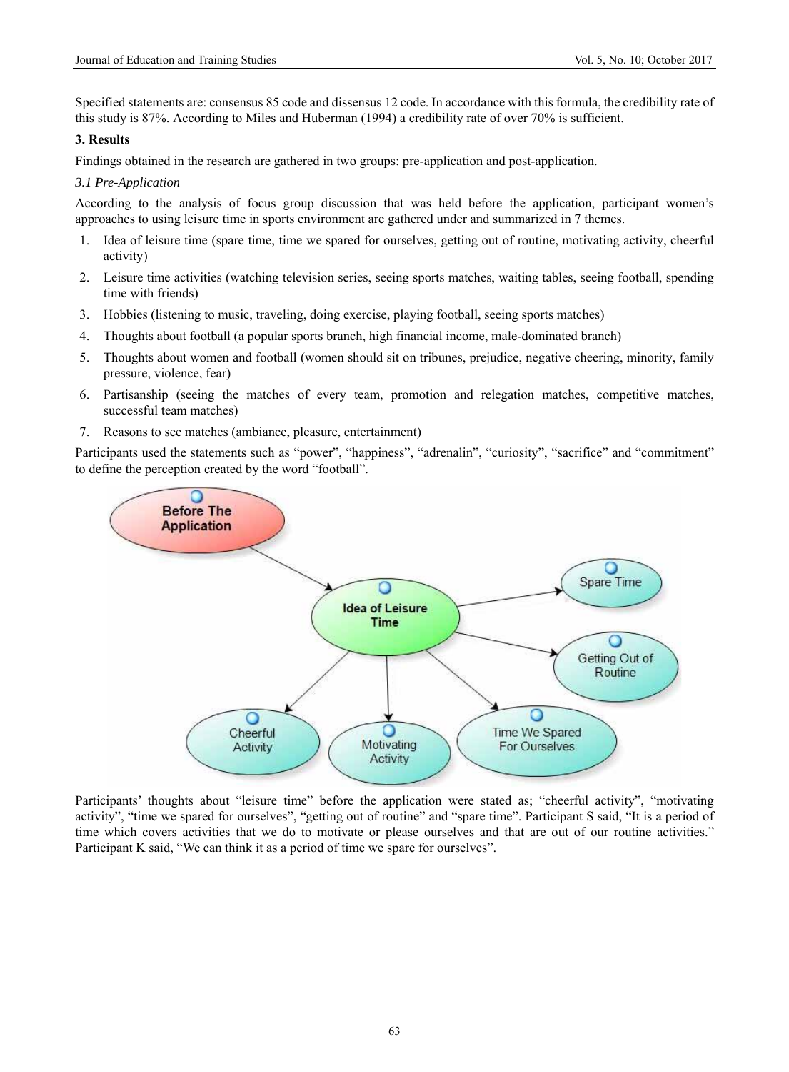Specified statements are: consensus 85 code and dissensus 12 code. In accordance with this formula, the credibility rate of this study is 87%. According to Miles and Huberman (1994) a credibility rate of over 70% is sufficient.

## 3. Results

Findings obtained in the research are gathered in two groups: pre-application and post-application.

### *3.1 Pre-Application*

According to the analysis of focus group discussion that was held before the application, participant women's approaches to using leisure time in sports environment are gathered under and summarized in 7 themes.

1. Idea of leisure time (spare time, time we spared for ourselves, getting out of routine, motivating activity, cheerful activity)
2. Leisure time activities (watching television series, seeing sports matches, waiting tables, seeing football, spending time with friends)
3. Hobbies (listening to music, traveling, doing exercise, playing football, seeing sports matches)
4. Thoughts about football (a popular sports branch, high financial income, male-dominated branch)
5. Thoughts about women and football (women should sit on tribunes, prejudice, negative cheering, minority, family pressure, violence, fear)
6. Partisanship (seeing the matches of every team, promotion and relegation matches, competitive matches, successful team matches)
7. Reasons to see matches (ambiance, pleasure, entertainment)

Participants used the statements such as "power", "happiness", "adrenalin", "curiosity", "sacrifice" and "commitment" to define the perception created by the word "football".

Participants' thoughts about "leisure time" before the application were stated as; "cheerful activity", "motivating activity", "time we spared for ourselves", "getting out of routine" and "spare time". Participant S said, "It is a period of time which covers activities that we do to motivate or please ourselves and that are out of our routine activities." Participant K said, "We can think it as a period of time we spare for ourselves".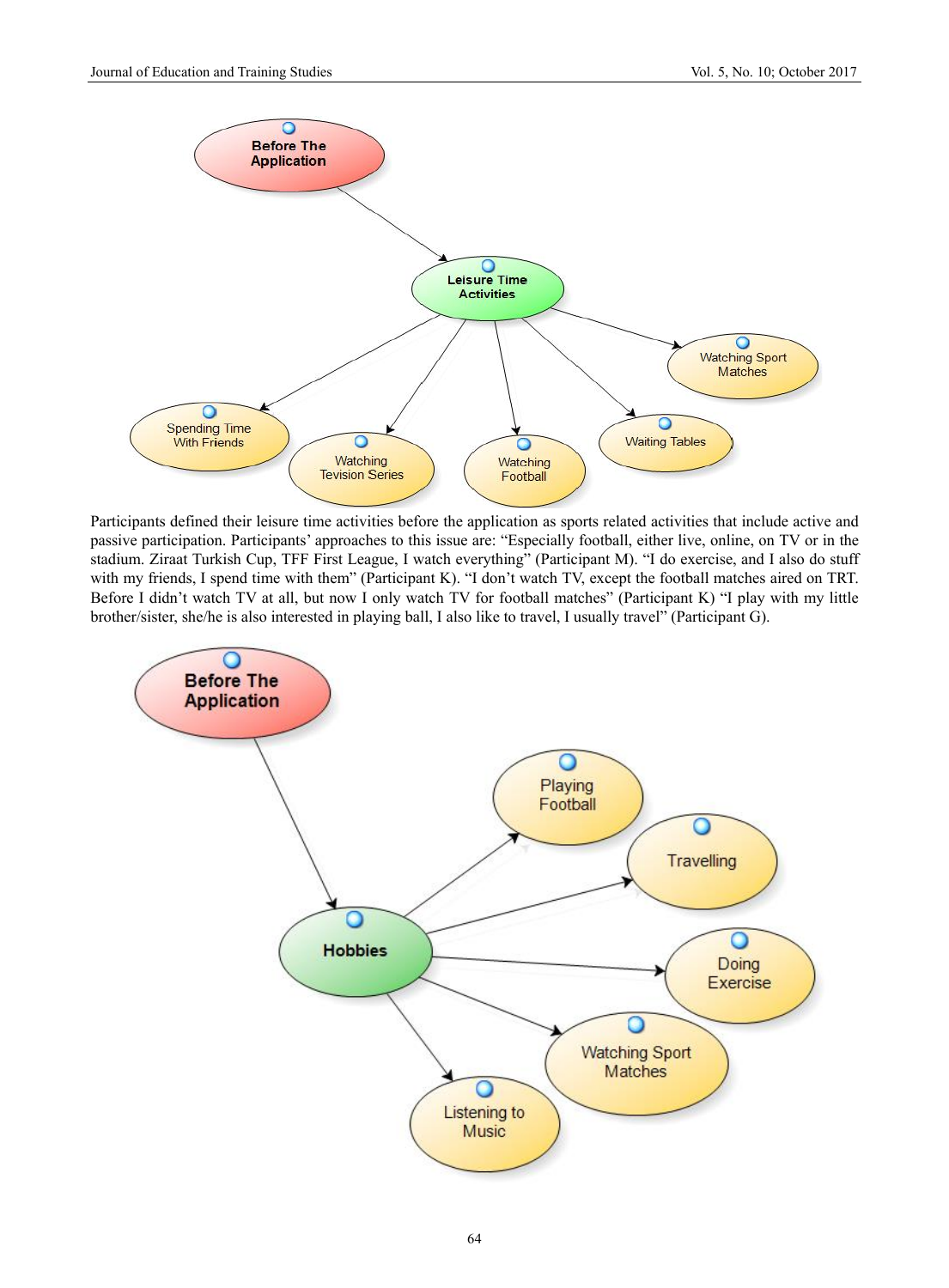Participants defined their leisure time activities before the application as sports related activities that include active and passive participation. Participants' approaches to this issue are: "Especially football, either live, online, on TV or in the stadium. Ziraat Turkish Cup, TFF First League, I watch everything" (Participant M). "I do exercise, and I also do stuff with my friends, I spend time with them" (Participant K). "I don't watch TV, except the football matches aired on TRT. Before I didn't watch TV at all, but now I only watch TV for football matches" (Participant K) "I play with my little brother/sister, she/he is also interested in playing ball, I also like to travel, I usually travel" (Participant G).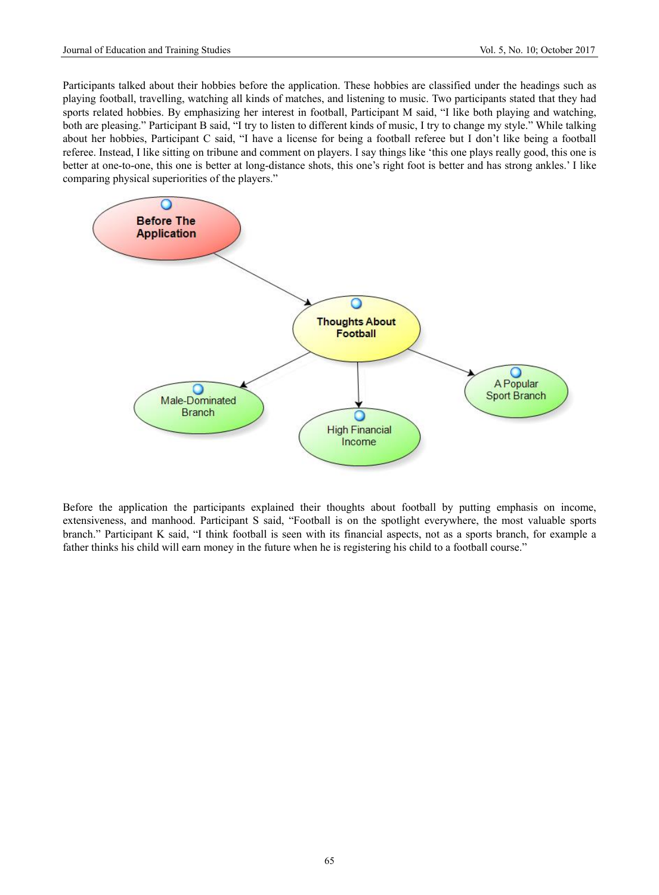Participants talked about their hobbies before the application. These hobbies are classified under the headings such as playing football, travelling, watching all kinds of matches, and listening to music. Two participants stated that they had sports related hobbies. By emphasizing her interest in football, Participant M said, "I like both playing and watching, both are pleasing." Participant B said, "I try to listen to different kinds of music, I try to change my style." While talking about her hobbies, Participant C said, "I have a license for being a football referee but I don't like being a football referee. Instead, I like sitting on tribune and comment on players. I say things like 'this one plays really good, this one is better at one-to-one, this one is better at long-distance shots, this one's right foot is better and has strong ankles.' I like comparing physical superiorities of the players."

Before the application the participants explained their thoughts about football by putting emphasis on income, extensiveness, and manhood. Participant S said, "Football is on the spotlight everywhere, the most valuable sports branch." Participant K said, "I think football is seen with its financial aspects, not as a sports branch, for example a father thinks his child will earn money in the future when he is registering his child to a football course."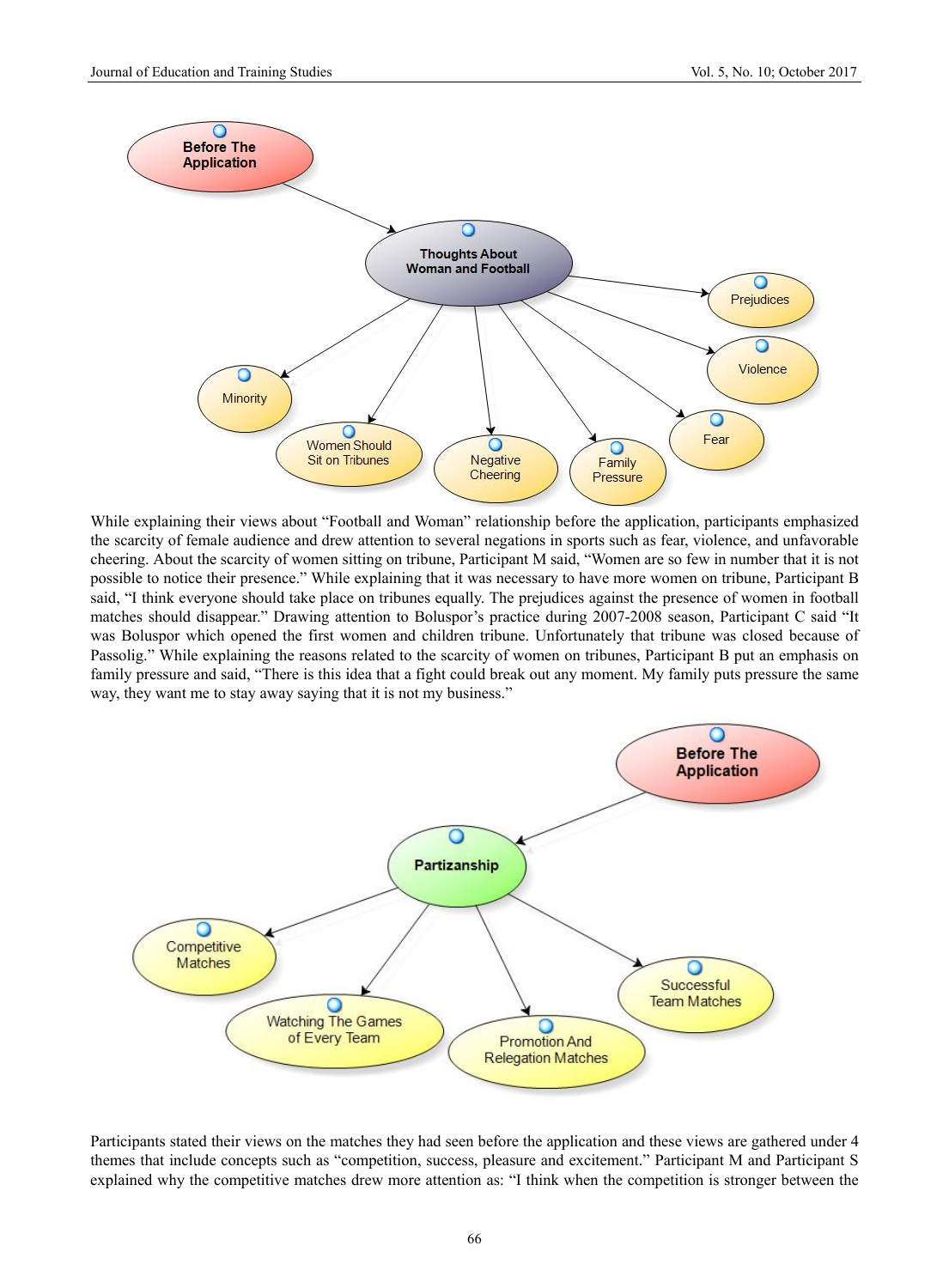While explaining their views about "Football and Woman" relationship before the application, participants emphasized the scarcity of female audience and drew attention to several negations in sports such as fear, violence, and unfavorable cheering. About the scarcity of women sitting on tribune, Participant M said, "Women are so few in number that it is not possible to notice their presence." While explaining that it was necessary to have more women on tribune, Participant B said, "I think everyone should take place on tribunes equally. The prejudices against the presence of women in football matches should disappear." Drawing attention to Boluspor's practice during 2007-2008 season, Participant C said "It was Boluspor which opened the first women and children tribune. Unfortunately that tribune was closed because of Passolig." While explaining the reasons related to the scarcity of women on tribunes, Participant B put an emphasis on family pressure and said, "There is this idea that a fight could break out any moment. My family puts pressure the same way, they want me to stay away saying that it is not my business."

Participants stated their views on the matches they had seen before the application and these views are gathered under 4 themes that include concepts such as "competition, success, pleasure and excitement." Participant M and Participant S explained why the competitive matches drew more attention as: "I think when the competition is stronger between the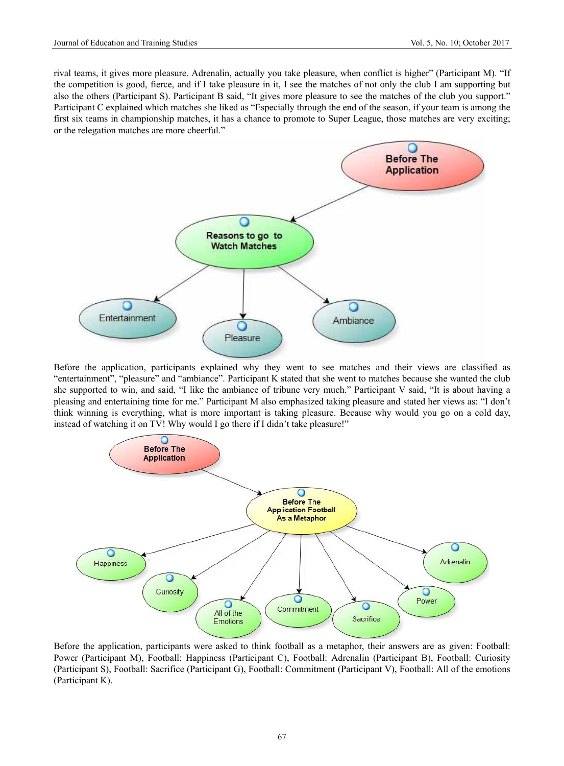rival teams, it gives more pleasure. Adrenalin, actually you take pleasure, when conflict is higher" (Participant M). "If the competition is good, fierce, and if I take pleasure in it, I see the matches of not only the club I am supporting but also the others (Participant S). Participant B said, "It gives more pleasure to see the matches of the club you support." Participant C explained which matches she liked as "Especially through the end of the season, if your team is among the first six teams in championship matches, it has a chance to promote to Super League, those matches are very exciting; or the relegation matches are more cheerful."

Before The Application → Reasons to go to Watch Matches → Entertainment, Pleasure, Ambiance

Before the application, participants explained why they went to see matches and their views are classified as "entertainment", "pleasure" and "ambiance". Participant K stated that she went to matches because she wanted the club she supported to win, and said, "I like the ambiance of tribune very much." Participant V said, "It is about having a pleasing and entertaining time for me." Participant M also emphasized taking pleasure and stated her views as: "I don't think winning is everything, what is more important is taking pleasure. Because why would you go on a cold day, instead of watching it on TV! Why would I go there if I didn't take pleasure!"

Before The Application → Before The Application Football As a Metaphor → Happiness, Curiosity, All of the Emotions, Commitment, Sacrifice, Power, Adrenalin

Before the application, participants were asked to think football as a metaphor, their answers are as given: Football: Power (Participant M), Football: Happiness (Participant C), Football: Adrenalin (Participant B), Football: Curiosity (Participant S), Football: Sacrifice (Participant G), Football: Commitment (Participant V), Football: All of the emotions (Participant K).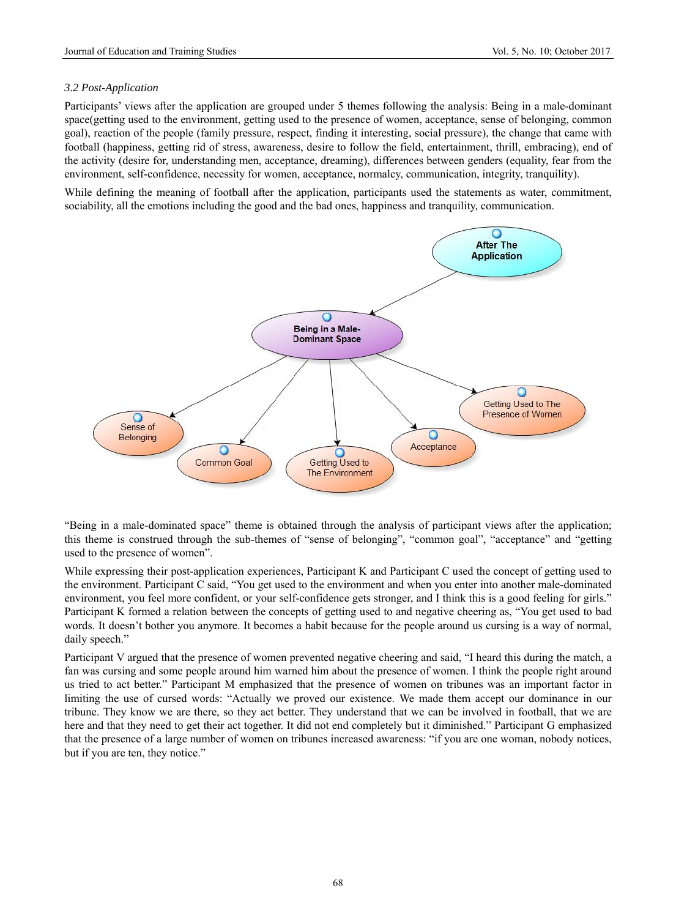### 3.2 Post-Application

Participants' views after the application are grouped under 5 themes following the analysis: Being in a male-dominant space(getting used to the environment, getting used to the presence of women, acceptance, sense of belonging, common goal), reaction of the people (family pressure, respect, finding it interesting, social pressure), the change that came with football (happiness, getting rid of stress, awareness, desire to follow the field, entertainment, thrill, embracing), end of the activity (desire for, understanding men, acceptance, dreaming), differences between genders (equality, fear from the environment, self-confidence, necessity for women, acceptance, normalcy, communication, integrity, tranquility).

While defining the meaning of football after the application, participants used the statements as water, commitment, sociability, all the emotions including the good and the bad ones, happiness and tranquility, communication.

"Being in a male-dominated space" theme is obtained through the analysis of participant views after the application; this theme is construed through the sub-themes of "sense of belonging", "common goal", "acceptance" and "getting used to the presence of women".

While expressing their post-application experiences, Participant K and Participant C used the concept of getting used to the environment. Participant C said, "You get used to the environment and when you enter into another male-dominated environment, you feel more confident, or your self-confidence gets stronger, and I think this is a good feeling for girls." Participant K formed a relation between the concepts of getting used to and negative cheering as, "You get used to bad words. It doesn't bother you anymore. It becomes a habit because for the people around us cursing is a way of normal, daily speech."

Participant V argued that the presence of women prevented negative cheering and said, "I heard this during the match, a fan was cursing and some people around him warned him about the presence of women. I think the people right around us tried to act better." Participant M emphasized that the presence of women on tribunes was an important factor in limiting the use of cursed words: "Actually we proved our existence. We made them accept our dominance in our tribune. They know we are there, so they act better. They understand that we can be involved in football, that we are here and that they need to get their act together. It did not end completely but it diminished." Participant G emphasized that the presence of a large number of women on tribunes increased awareness: "if you are one woman, nobody notices, but if you are ten, they notice."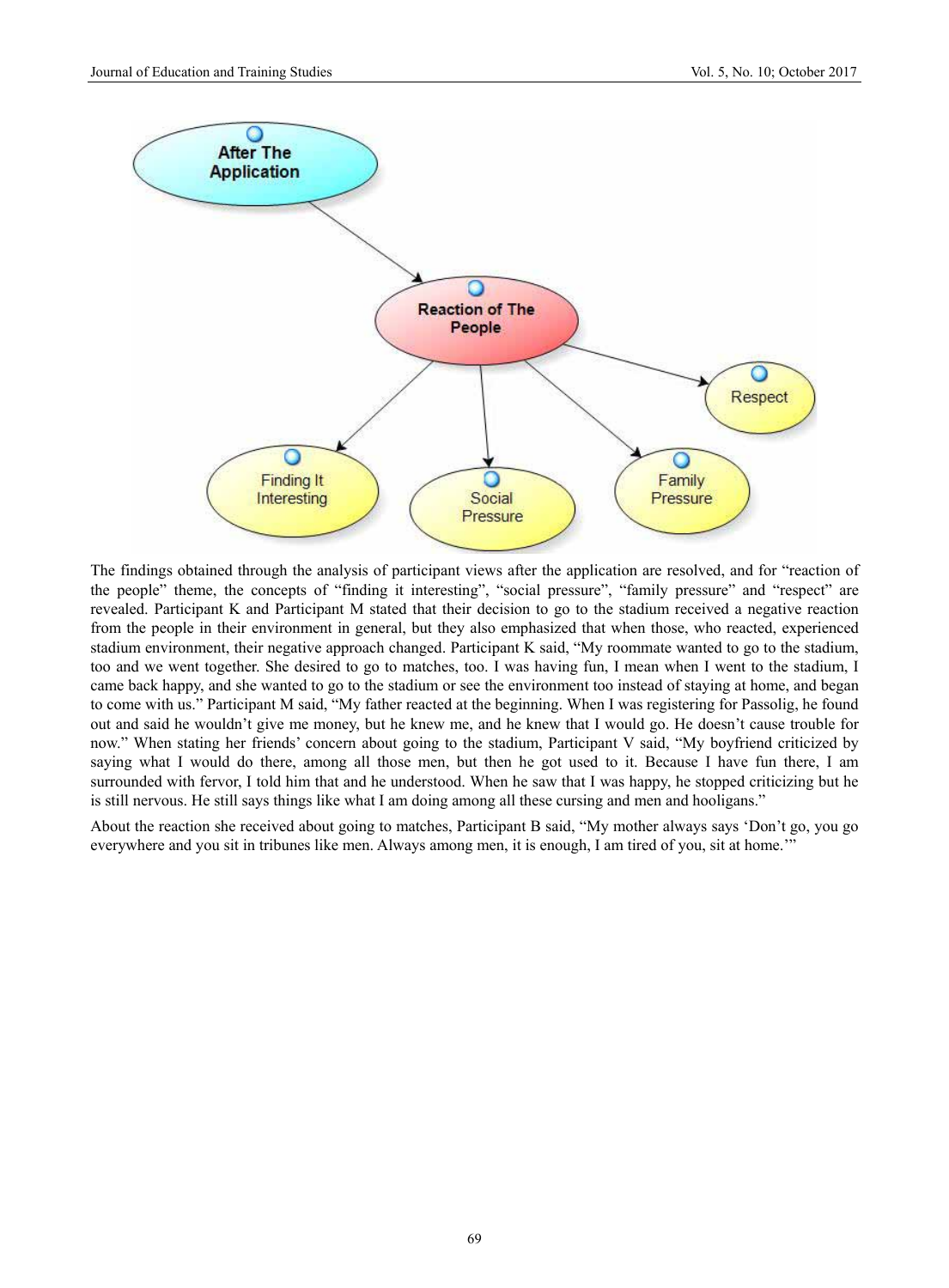The findings obtained through the analysis of participant views after the application are resolved, and for "reaction of the people" theme, the concepts of "finding it interesting", "social pressure", "family pressure" and "respect" are revealed. Participant K and Participant M stated that their decision to go to the stadium received a negative reaction from the people in their environment in general, but they also emphasized that when those, who reacted, experienced stadium environment, their negative approach changed. Participant K said, "My roommate wanted to go to the stadium, too and we went together. She desired to go to matches, too. I was having fun, I mean when I went to the stadium, I came back happy, and she wanted to go to the stadium or see the environment too instead of staying at home, and began to come with us." Participant M said, "My father reacted at the beginning. When I was registering for Passolig, he found out and said he wouldn't give me money, but he knew me, and he knew that I would go. He doesn't cause trouble for now." When stating her friends' concern about going to the stadium, Participant V said, "My boyfriend criticized by saying what I would do there, among all those men, but then he got used to it. Because I have fun there, I am surrounded with fervor, I told him that and he understood. When he saw that I was happy, he stopped criticizing but he is still nervous. He still says things like what I am doing among all these cursing and men and hooligans."

About the reaction she received about going to matches, Participant B said, "My mother always says 'Don't go, you go everywhere and you sit in tribunes like men. Always among men, it is enough, I am tired of you, sit at home.'"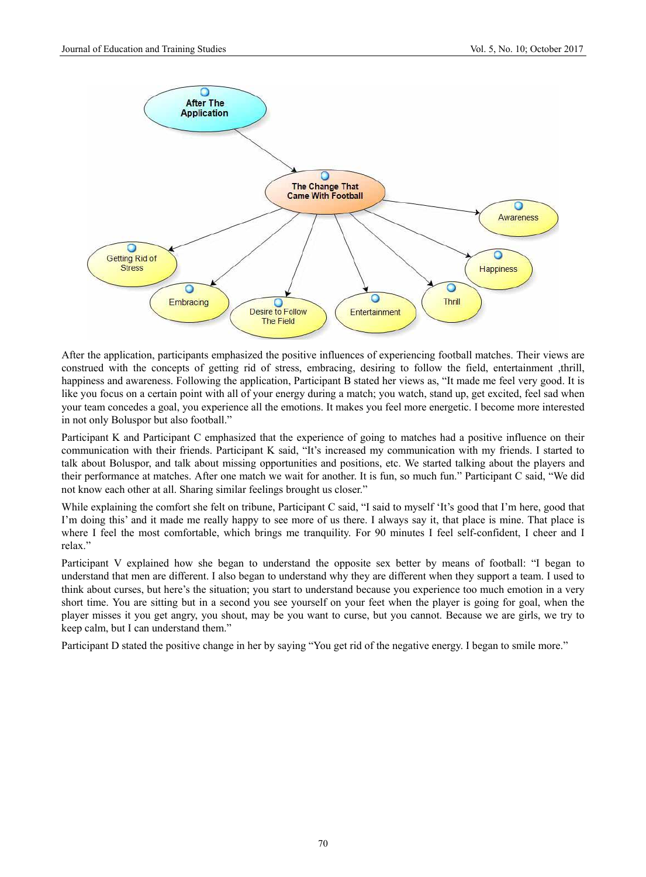After the application, participants emphasized the positive influences of experiencing football matches. Their views are construed with the concepts of getting rid of stress, embracing, desiring to follow the field, entertainment ,thrill, happiness and awareness. Following the application, Participant B stated her views as, "It made me feel very good. It is like you focus on a certain point with all of your energy during a match; you watch, stand up, get excited, feel sad when your team concedes a goal, you experience all the emotions. It makes you feel more energetic. I become more interested in not only Boluspor but also football."

Participant K and Participant C emphasized that the experience of going to matches had a positive influence on their communication with their friends. Participant K said, "It's increased my communication with my friends. I started to talk about Boluspor, and talk about missing opportunities and positions, etc. We started talking about the players and their performance at matches. After one match we wait for another. It is fun, so much fun." Participant C said, "We did not know each other at all. Sharing similar feelings brought us closer."

While explaining the comfort she felt on tribune, Participant C said, "I said to myself 'It's good that I'm here, good that I'm doing this' and it made me really happy to see more of us there. I always say it, that place is mine. That place is where I feel the most comfortable, which brings me tranquility. For 90 minutes I feel self-confident, I cheer and I relax."

Participant V explained how she began to understand the opposite sex better by means of football: "I began to understand that men are different. I also began to understand why they are different when they support a team. I used to think about curses, but here's the situation; you start to understand because you experience too much emotion in a very short time. You are sitting but in a second you see yourself on your feet when the player is going for goal, when the player misses it you get angry, you shout, may be you want to curse, but you cannot. Because we are girls, we try to keep calm, but I can understand them."

Participant D stated the positive change in her by saying "You get rid of the negative energy. I began to smile more."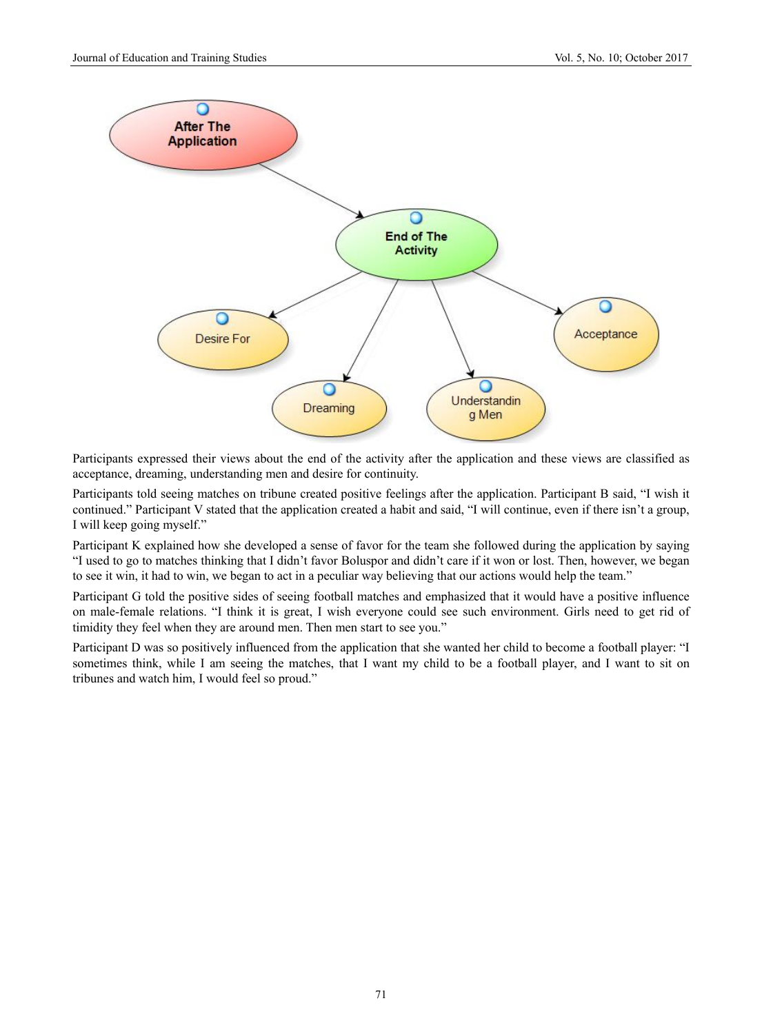Participants expressed their views about the end of the activity after the application and these views are classified as acceptance, dreaming, understanding men and desire for continuity.

Participants told seeing matches on tribune created positive feelings after the application. Participant B said, "I wish it continued." Participant V stated that the application created a habit and said, "I will continue, even if there isn't a group, I will keep going myself."

Participant K explained how she developed a sense of favor for the team she followed during the application by saying "I used to go to matches thinking that I didn't favor Boluspor and didn't care if it won or lost. Then, however, we began to see it win, it had to win, we began to act in a peculiar way believing that our actions would help the team."

Participant G told the positive sides of seeing football matches and emphasized that it would have a positive influence on male-female relations. "I think it is great, I wish everyone could see such environment. Girls need to get rid of timidity they feel when they are around men. Then men start to see you."

Participant D was so positively influenced from the application that she wanted her child to become a football player: "I sometimes think, while I am seeing the matches, that I want my child to be a football player, and I want to sit on tribunes and watch him, I would feel so proud."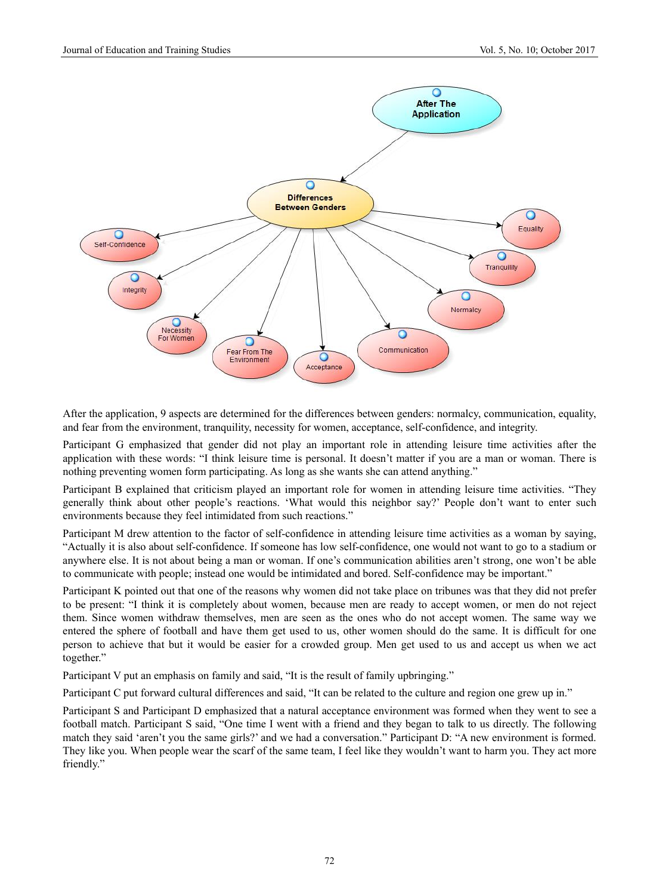After the application, 9 aspects are determined for the differences between genders: normalcy, communication, equality, and fear from the environment, tranquility, necessity for women, acceptance, self-confidence, and integrity.

Participant G emphasized that gender did not play an important role in attending leisure time activities after the application with these words: "I think leisure time is personal. It doesn't matter if you are a man or woman. There is nothing preventing women form participating. As long as she wants she can attend anything."

Participant B explained that criticism played an important role for women in attending leisure time activities. "They generally think about other people's reactions. 'What would this neighbor say?' People don't want to enter such environments because they feel intimidated from such reactions."

Participant M drew attention to the factor of self-confidence in attending leisure time activities as a woman by saying, "Actually it is also about self-confidence. If someone has low self-confidence, one would not want to go to a stadium or anywhere else. It is not about being a man or woman. If one's communication abilities aren't strong, one won't be able to communicate with people; instead one would be intimidated and bored. Self-confidence may be important."

Participant K pointed out that one of the reasons why women did not take place on tribunes was that they did not prefer to be present: "I think it is completely about women, because men are ready to accept women, or men do not reject them. Since women withdraw themselves, men are seen as the ones who do not accept women. The same way we entered the sphere of football and have them get used to us, other women should do the same. It is difficult for one person to achieve that but it would be easier for a crowded group. Men get used to us and accept us when we act together."

Participant V put an emphasis on family and said, "It is the result of family upbringing."

Participant C put forward cultural differences and said, "It can be related to the culture and region one grew up in."

Participant S and Participant D emphasized that a natural acceptance environment was formed when they went to see a football match. Participant S said, "One time I went with a friend and they began to talk to us directly. The following match they said 'aren't you the same girls?' and we had a conversation." Participant D: "A new environment is formed. They like you. When people wear the scarf of the same team, I feel like they wouldn't want to harm you. They act more friendly."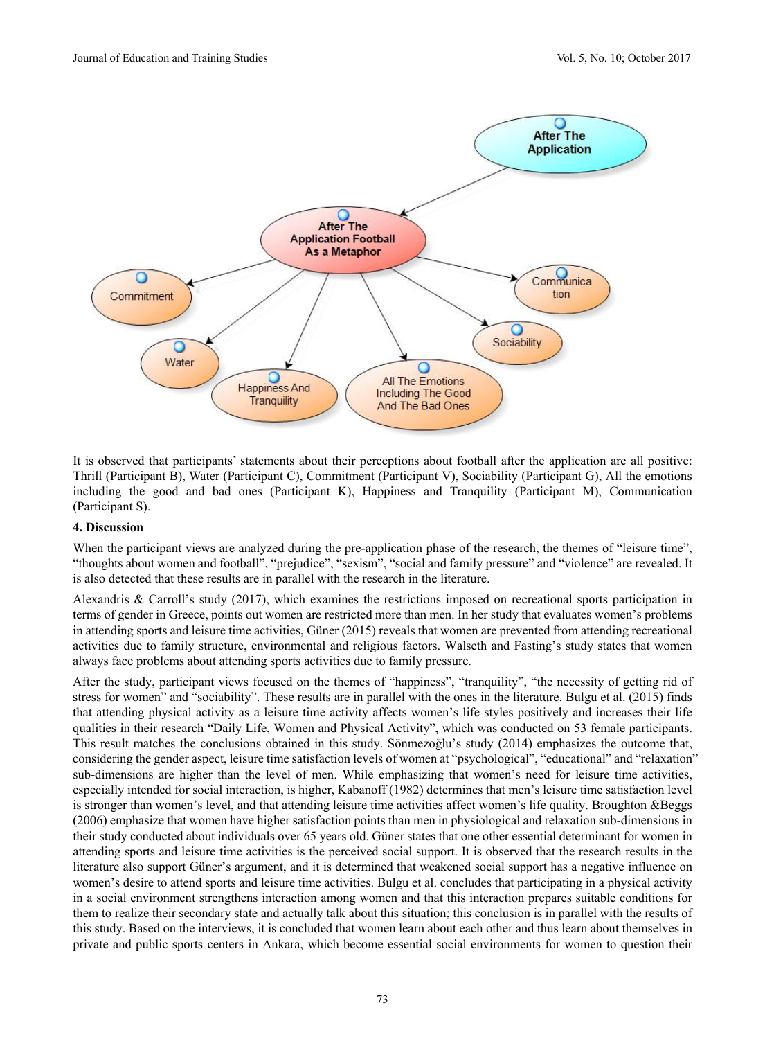It is observed that participants' statements about their perceptions about football after the application are all positive: Thrill (Participant B), Water (Participant C), Commitment (Participant V), Sociability (Participant G), All the emotions including the good and bad ones (Participant K), Happiness and Tranquility (Participant M), Communication (Participant S).

## 4. Discussion

When the participant views are analyzed during the pre-application phase of the research, the themes of "leisure time", "thoughts about women and football", "prejudice", "sexism", "social and family pressure" and "violence" are revealed. It is also detected that these results are in parallel with the research in the literature.

Alexandris & Carroll's study (2017), which examines the restrictions imposed on recreational sports participation in terms of gender in Greece, points out women are restricted more than men. In her study that evaluates women's problems in attending sports and leisure time activities, Güner (2015) reveals that women are prevented from attending recreational activities due to family structure, environmental and religious factors. Walseth and Fasting's study states that women always face problems about attending sports activities due to family pressure.

After the study, participant views focused on the themes of "happiness", "tranquility", "the necessity of getting rid of stress for women" and "sociability". These results are in parallel with the ones in the literature. Bulgu et al. (2015) finds that attending physical activity as a leisure time activity affects women's life styles positively and increases their life qualities in their research "Daily Life, Women and Physical Activity", which was conducted on 53 female participants. This result matches the conclusions obtained in this study. Sönmezoğlu's study (2014) emphasizes the outcome that, considering the gender aspect, leisure time satisfaction levels of women at "psychological", "educational" and "relaxation" sub-dimensions are higher than the level of men. While emphasizing that women's need for leisure time activities, especially intended for social interaction, is higher, Kabanoff (1982) determines that men's leisure time satisfaction level is stronger than women's level, and that attending leisure time activities affect women's life quality. Broughton &Beggs (2006) emphasize that women have higher satisfaction points than men in physiological and relaxation sub-dimensions in their study conducted about individuals over 65 years old. Güner states that one other essential determinant for women in attending sports and leisure time activities is the perceived social support. It is observed that the research results in the literature also support Güner's argument, and it is determined that weakened social support has a negative influence on women's desire to attend sports and leisure time activities. Bulgu et al. concludes that participating in a physical activity in a social environment strengthens interaction among women and that this interaction prepares suitable conditions for them to realize their secondary state and actually talk about this situation; this conclusion is in parallel with the results of this study. Based on the interviews, it is concluded that women learn about each other and thus learn about themselves in private and public sports centers in Ankara, which become essential social environments for women to question their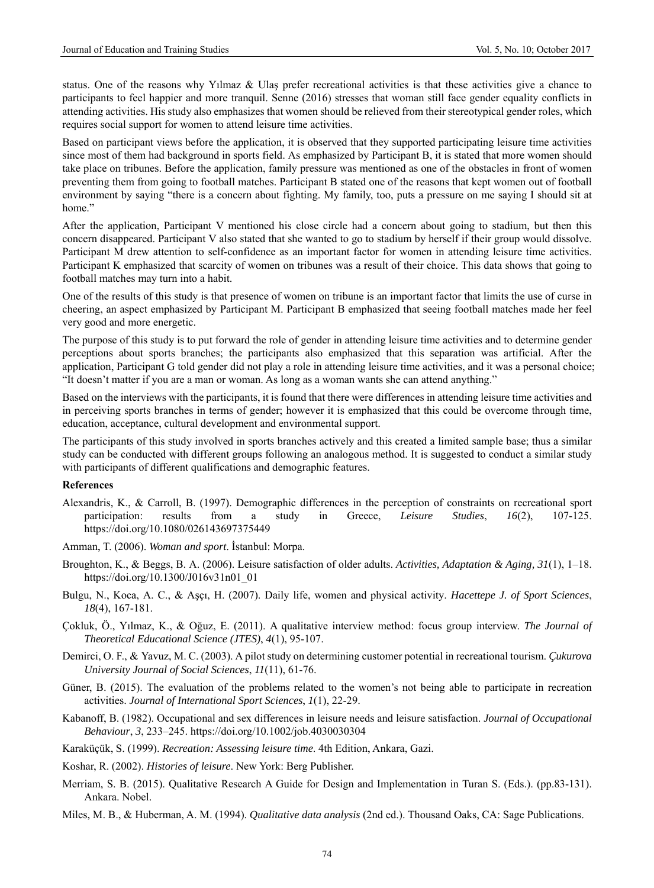status. One of the reasons why Yılmaz & Ulaş prefer recreational activities is that these activities give a chance to participants to feel happier and more tranquil. Senne (2016) stresses that woman still face gender equality conflicts in attending activities. His study also emphasizes that women should be relieved from their stereotypical gender roles, which requires social support for women to attend leisure time activities.

Based on participant views before the application, it is observed that they supported participating leisure time activities since most of them had background in sports field. As emphasized by Participant B, it is stated that more women should take place on tribunes. Before the application, family pressure was mentioned as one of the obstacles in front of women preventing them from going to football matches. Participant B stated one of the reasons that kept women out of football environment by saying "there is a concern about fighting. My family, too, puts a pressure on me saying I should sit at home."

After the application, Participant V mentioned his close circle had a concern about going to stadium, but then this concern disappeared. Participant V also stated that she wanted to go to stadium by herself if their group would dissolve. Participant M drew attention to self-confidence as an important factor for women in attending leisure time activities. Participant K emphasized that scarcity of women on tribunes was a result of their choice. This data shows that going to football matches may turn into a habit.

One of the results of this study is that presence of women on tribune is an important factor that limits the use of curse in cheering, an aspect emphasized by Participant M. Participant B emphasized that seeing football matches made her feel very good and more energetic.

The purpose of this study is to put forward the role of gender in attending leisure time activities and to determine gender perceptions about sports branches; the participants also emphasized that this separation was artificial. After the application, Participant G told gender did not play a role in attending leisure time activities, and it was a personal choice; "It doesn't matter if you are a man or woman. As long as a woman wants she can attend anything."

Based on the interviews with the participants, it is found that there were differences in attending leisure time activities and in perceiving sports branches in terms of gender; however it is emphasized that this could be overcome through time, education, acceptance, cultural development and environmental support.

The participants of this study involved in sports branches actively and this created a limited sample base; thus a similar study can be conducted with different groups following an analogous method. It is suggested to conduct a similar study with participants of different qualifications and demographic features.

**References**

Alexandris, K., & Carroll, B. (1997). Demographic differences in the perception of constraints on recreational sport participation: results from a study in Greece, *Leisure Studies*, *16*(2), 107-125. https://doi.org/10.1080/026143697375449

Amman, T. (2006). *Woman and sport*. İstanbul: Morpa.

Broughton, K., & Beggs, B. A. (2006). Leisure satisfaction of older adults. *Activities, Adaptation & Aging, 31*(1), 1–18. https://doi.org/10.1300/J016v31n01_01

Bulgu, N., Koca, A. C., & Aşçı, H. (2007). Daily life, women and physical activity. *Hacettepe J. of Sport Sciences*, *18*(4), 167-181.

Çokluk, Ö., Yılmaz, K., & Oğuz, E. (2011). A qualitative interview method: focus group interview. *The Journal of Theoretical Educational Science (JTES)*, *4*(1), 95-107.

Demirci, O. F., & Yavuz, M. C. (2003). A pilot study on determining customer potential in recreational tourism. *Çukurova University Journal of Social Sciences*, *11*(11), 61-76.

Güner, B. (2015). The evaluation of the problems related to the women's not being able to participate in recreation activities. *Journal of International Sport Sciences*, *1*(1), 22-29.

Kabanoff, B. (1982). Occupational and sex differences in leisure needs and leisure satisfaction. *Journal of Occupational Behaviour*, *3*, 233–245. https://doi.org/10.1002/job.4030030304

Karaküçük, S. (1999). *Recreation: Assessing leisure time*. 4th Edition, Ankara, Gazi.

Koshar, R. (2002). *Histories of leisure*. New York: Berg Publisher.

Merriam, S. B. (2015). Qualitative Research A Guide for Design and Implementation in Turan S. (Eds.). (pp.83-131). Ankara. Nobel.

Miles, M. B., & Huberman, A. M. (1994). *Qualitative data analysis* (2nd ed.). Thousand Oaks, CA: Sage Publications.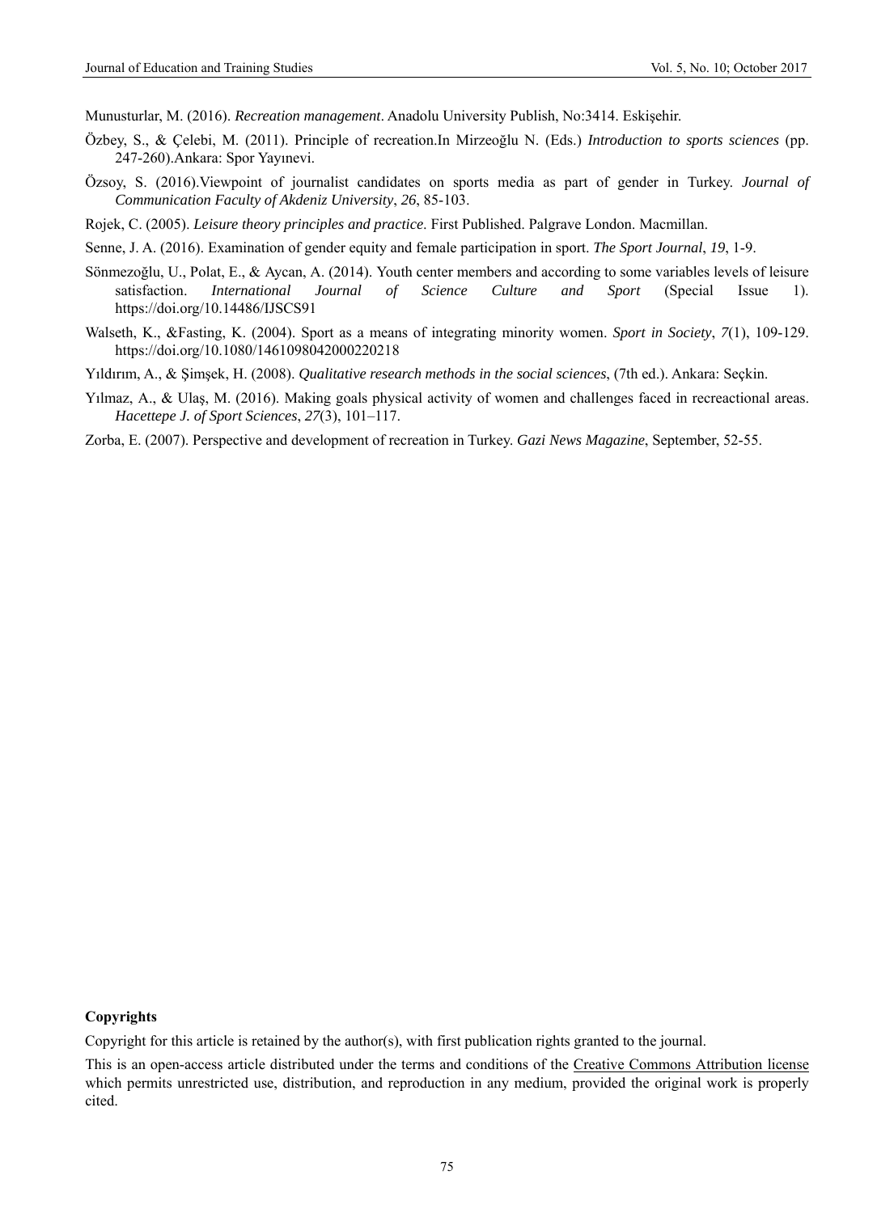Munusturlar, M. (2016). *Recreation management*. Anadolu University Publish, No:3414. Eskişehir.

Özbey, S., & Çelebi, M. (2011). Principle of recreation.In Mirzeoğlu N. (Eds.) *Introduction to sports sciences* (pp. 247-260).Ankara: Spor Yayınevi.

Özsoy, S. (2016).Viewpoint of journalist candidates on sports media as part of gender in Turkey. *Journal of Communication Faculty of Akdeniz University*, *26*, 85-103.

Rojek, C. (2005). *Leisure theory principles and practice*. First Published. Palgrave London. Macmillan.

Senne, J. A. (2016). Examination of gender equity and female participation in sport. *The Sport Journal*, *19*, 1-9.

Sönmezoğlu, U., Polat, E., & Aycan, A. (2014). Youth center members and according to some variables levels of leisure satisfaction. *International Journal of Science Culture and Sport* (Special Issue 1). https://doi.org/10.14486/IJSCS91

Walseth, K., &Fasting, K. (2004). Sport as a means of integrating minority women. *Sport in Society*, *7*(1), 109-129. https://doi.org/10.1080/1461098042000220218

Yıldırım, A., & Şimşek, H. (2008). *Qualitative research methods in the social sciences*, (7th ed.). Ankara: Seçkin.

Yılmaz, A., & Ulaş, M. (2016). Making goals physical activity of women and challenges faced in recreactional areas. *Hacettepe J. of Sport Sciences*, *27*(3), 101–117.

Zorba, E. (2007). Perspective and development of recreation in Turkey. *Gazi News Magazine*, September, 52-55.

**Copyrights**

Copyright for this article is retained by the author(s), with first publication rights granted to the journal.

This is an open-access article distributed under the terms and conditions of the Creative Commons Attribution license which permits unrestricted use, distribution, and reproduction in any medium, provided the original work is properly cited.